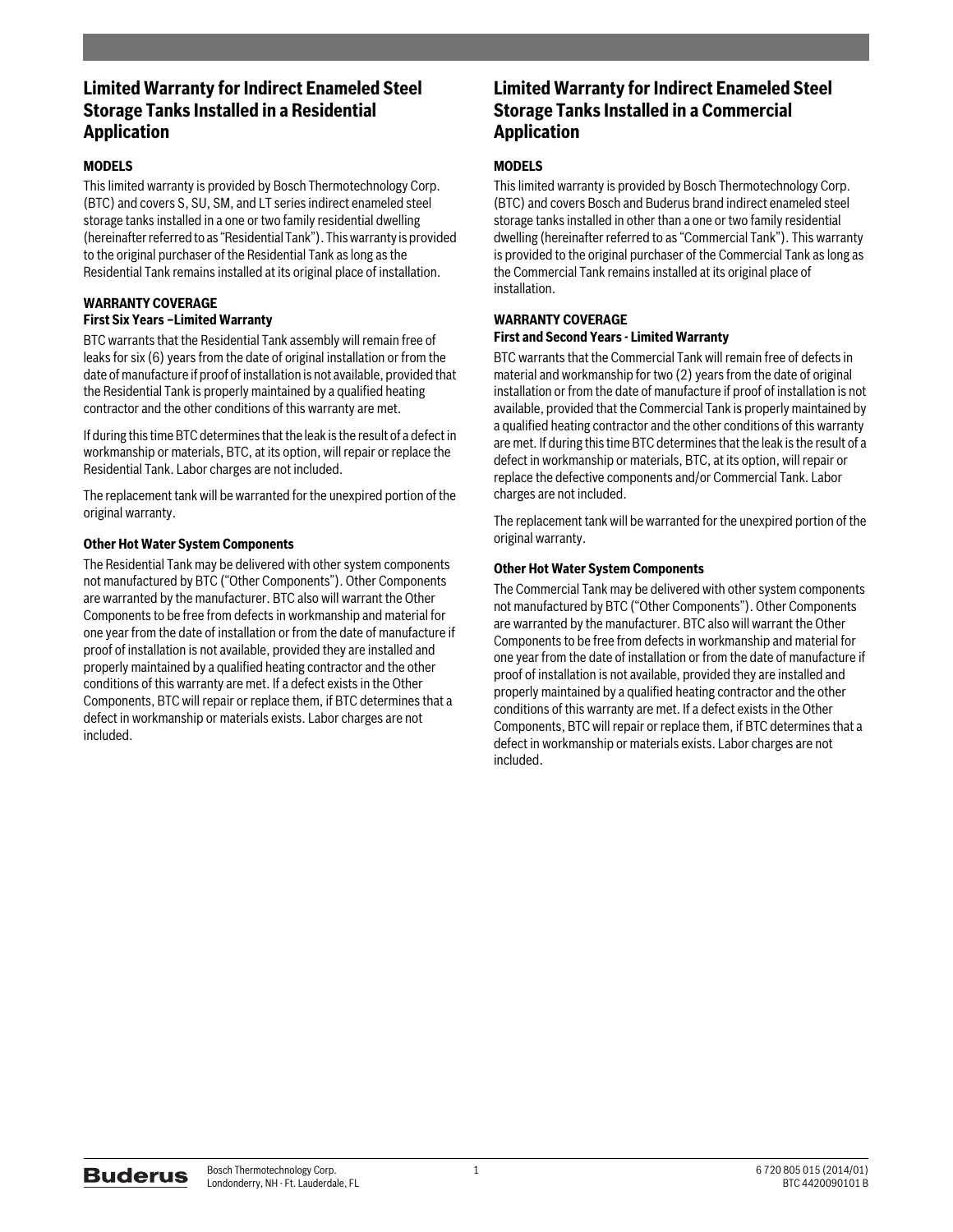## Limited Warranty for Indirect Enameled Steel Storage Tanks Installed in a Residential Application

### MODELS

This limited warranty is provided by Bosch Thermotechnology Corp. (BTC) and covers S, SU, SM, and LT series indirect enameled steel storage tanks installed in a one or two family residential dwelling (hereinafter referred to as "Residential Tank"). This warranty is provided to the original purchaser of the Residential Tank as long as the Residential Tank remains installed at its original place of installation.

### WARRANTY COVERAGE

**First Six Years –Limited Warranty**

BTC warrants that the Residential Tank assembly will remain free of leaks for six (6) years from the date of original installation or from the date of manufacture if proof of installation is not available, provided that the Residential Tank is properly maintained by a qualified heating contractor and the other conditions of this warranty are met.

If during this time BTC determines that the leak is the result of a defect in workmanship or materials, BTC, at its option, will repair or replace the Residential Tank. Labor charges are not included.

The replacement tank will be warranted for the unexpired portion of the original warranty.

**Other Hot Water System Components**

The Residential Tank may be delivered with other system components not manufactured by BTC ("Other Components"). Other Components are warranted by the manufacturer. BTC also will warrant the Other Components to be free from defects in workmanship and material for one year from the date of installation or from the date of manufacture if proof of installation is not available, provided they are installed and properly maintained by a qualified heating contractor and the other conditions of this warranty are met. If a defect exists in the Other Components, BTC will repair or replace them, if BTC determines that a defect in workmanship or materials exists. Labor charges are not included.

## Limited Warranty for Indirect Enameled Steel Storage Tanks Installed in a Commercial Application

### MODELS

This limited warranty is provided by Bosch Thermotechnology Corp. (BTC) and covers Bosch and Buderus brand indirect enameled steel storage tanks installed in other than a one or two family residential dwelling (hereinafter referred to as "Commercial Tank"). This warranty is provided to the original purchaser of the Commercial Tank as long as the Commercial Tank remains installed at its original place of installation.

### WARRANTY COVERAGE

**First and Second Years - Limited Warranty**

BTC warrants that the Commercial Tank will remain free of defects in material and workmanship for two (2) years from the date of original installation or from the date of manufacture if proof of installation is not available, provided that the Commercial Tank is properly maintained by a qualified heating contractor and the other conditions of this warranty are met. If during this time BTC determines that the leak is the result of a defect in workmanship or materials, BTC, at its option, will repair or replace the defective components and/or Commercial Tank. Labor charges are not included.

The replacement tank will be warranted for the unexpired portion of the original warranty.

**Other Hot Water System Components**

The Commercial Tank may be delivered with other system components not manufactured by BTC ("Other Components"). Other Components are warranted by the manufacturer. BTC also will warrant the Other Components to be free from defects in workmanship and material for one year from the date of installation or from the date of manufacture if proof of installation is not available, provided they are installed and properly maintained by a qualified heating contractor and the other conditions of this warranty are met. If a defect exists in the Other Components, BTC will repair or replace them, if BTC determines that a defect in workmanship or materials exists. Labor charges are not included.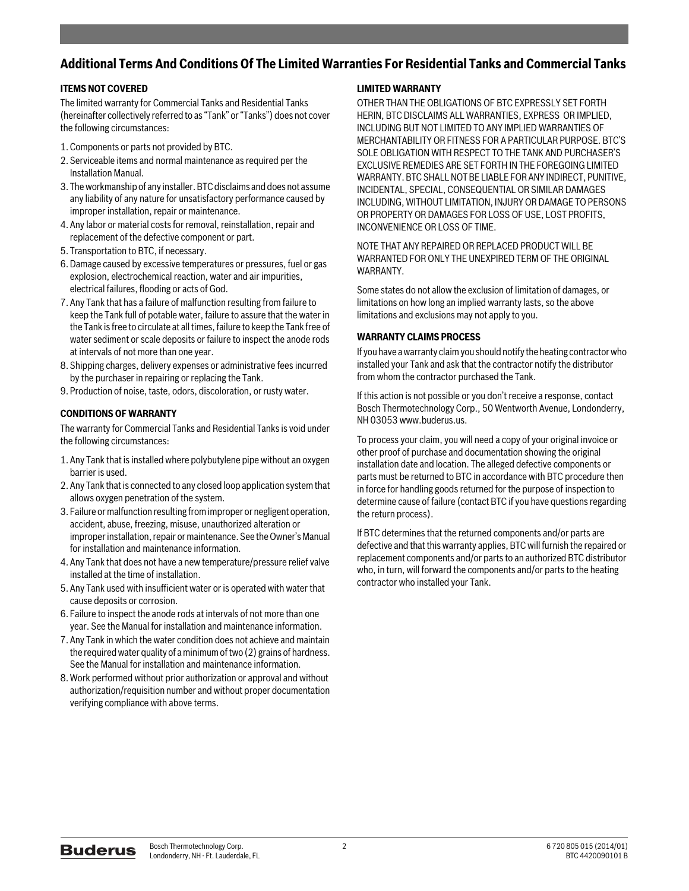## Additional Terms And Conditions Of The Limited Warranties For Residential Tanks and Commercial Tanks

### ITEMS NOT COVERED

The limited warranty for Commercial Tanks and Residential Tanks (hereinafter collectively referred to as "Tank" or "Tanks") does not cover the following circumstances:

1. Components or parts not provided by BTC.
2. Serviceable items and normal maintenance as required per the Installation Manual.
3. The workmanship of any installer. BTC disclaims and does not assume any liability of any nature for unsatisfactory performance caused by improper installation, repair or maintenance.
4. Any labor or material costs for removal, reinstallation, repair and replacement of the defective component or part.
5. Transportation to BTC, if necessary.
6. Damage caused by excessive temperatures or pressures, fuel or gas explosion, electrochemical reaction, water and air impurities, electrical failures, flooding or acts of God.
7. Any Tank that has a failure of malfunction resulting from failure to keep the Tank full of potable water, failure to assure that the water in the Tank is free to circulate at all times, failure to keep the Tank free of water sediment or scale deposits or failure to inspect the anode rods at intervals of not more than one year.
8. Shipping charges, delivery expenses or administrative fees incurred by the purchaser in repairing or replacing the Tank.
9. Production of noise, taste, odors, discoloration, or rusty water.

### CONDITIONS OF WARRANTY

The warranty for Commercial Tanks and Residential Tanks is void under the following circumstances:

1. Any Tank that is installed where polybutylene pipe without an oxygen barrier is used.
2. Any Tank that is connected to any closed loop application system that allows oxygen penetration of the system.
3. Failure or malfunction resulting from improper or negligent operation, accident, abuse, freezing, misuse, unauthorized alteration or improper installation, repair or maintenance. See the Owner's Manual for installation and maintenance information.
4. Any Tank that does not have a new temperature/pressure relief valve installed at the time of installation.
5. Any Tank used with insufficient water or is operated with water that cause deposits or corrosion.
6. Failure to inspect the anode rods at intervals of not more than one year. See the Manual for installation and maintenance information.
7. Any Tank in which the water condition does not achieve and maintain the required water quality of a minimum of two (2) grains of hardness. See the Manual for installation and maintenance information.
8. Work performed without prior authorization or approval and without authorization/requisition number and without proper documentation verifying compliance with above terms.

### LIMITED WARRANTY

OTHER THAN THE OBLIGATIONS OF BTC EXPRESSLY SET FORTH HERIN, BTC DISCLAIMS ALL WARRANTIES, EXPRESS OR IMPLIED, INCLUDING BUT NOT LIMITED TO ANY IMPLIED WARRANTIES OF MERCHANTABILITY OR FITNESS FOR A PARTICULAR PURPOSE. BTC'S SOLE OBLIGATION WITH RESPECT TO THE TANK AND PURCHASER'S EXCLUSIVE REMEDIES ARE SET FORTH IN THE FOREGOING LIMITED WARRANTY. BTC SHALL NOT BE LIABLE FOR ANY INDIRECT, PUNITIVE, INCIDENTAL, SPECIAL, CONSEQUENTIAL OR SIMILAR DAMAGES INCLUDING, WITHOUT LIMITATION, INJURY OR DAMAGE TO PERSONS OR PROPERTY OR DAMAGES FOR LOSS OF USE, LOST PROFITS, INCONVENIENCE OR LOSS OF TIME.

NOTE THAT ANY REPAIRED OR REPLACED PRODUCT WILL BE WARRANTED FOR ONLY THE UNEXPIRED TERM OF THE ORIGINAL WARRANTY.

Some states do not allow the exclusion of limitation of damages, or limitations on how long an implied warranty lasts, so the above limitations and exclusions may not apply to you.

### WARRANTY CLAIMS PROCESS

If you have a warranty claim you should notify the heating contractor who installed your Tank and ask that the contractor notify the distributor from whom the contractor purchased the Tank.

If this action is not possible or you don't receive a response, contact Bosch Thermotechnology Corp., 50 Wentworth Avenue, Londonderry, NH 03053 www.buderus.us.

To process your claim, you will need a copy of your original invoice or other proof of purchase and documentation showing the original installation date and location. The alleged defective components or parts must be returned to BTC in accordance with BTC procedure then in force for handling goods returned for the purpose of inspection to determine cause of failure (contact BTC if you have questions regarding the return process).

If BTC determines that the returned components and/or parts are defective and that this warranty applies, BTC will furnish the repaired or replacement components and/or parts to an authorized BTC distributor who, in turn, will forward the components and/or parts to the heating contractor who installed your Tank.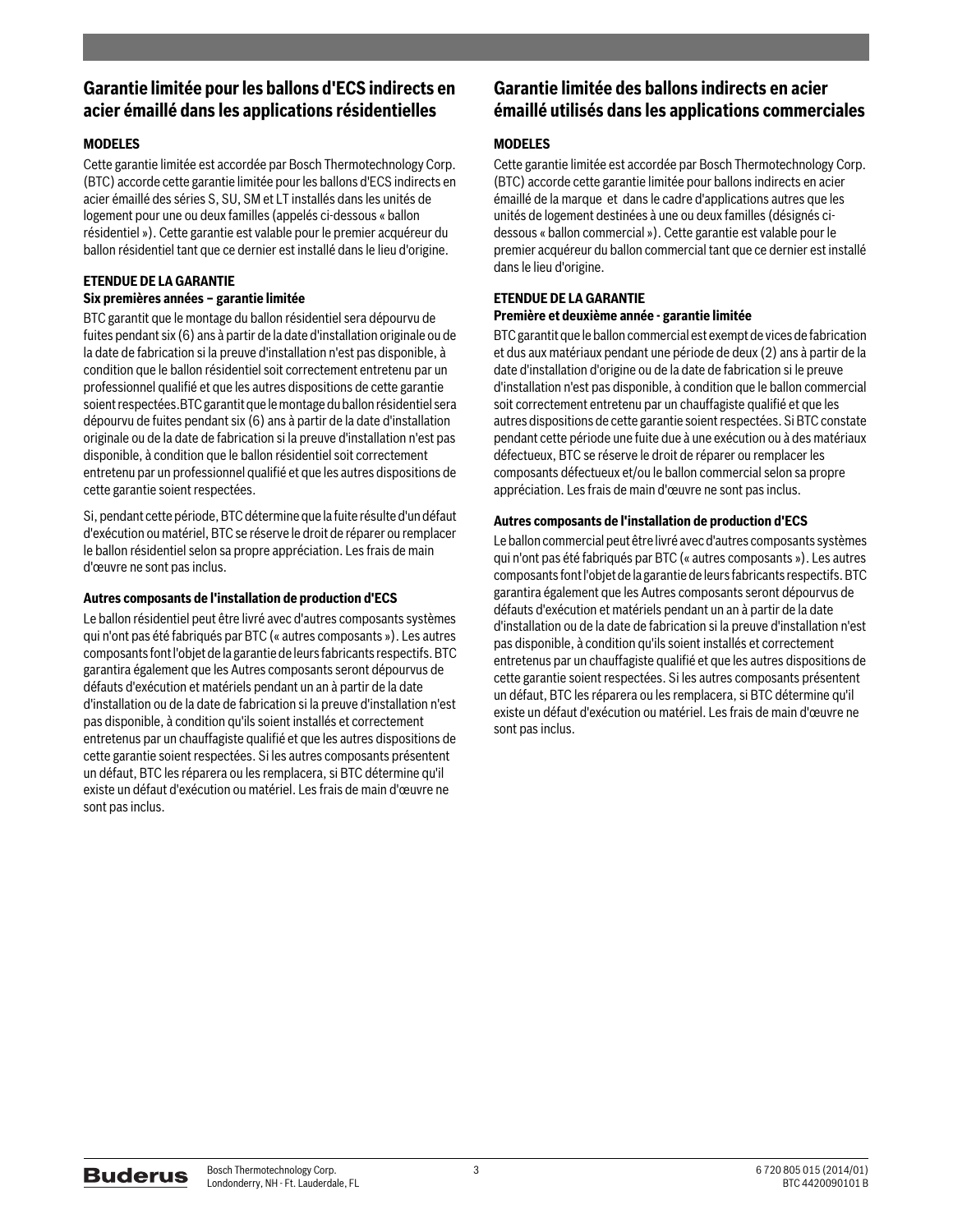## Garantie limitée pour les ballons d'ECS indirects en acier émaillé dans les applications résidentielles

### MODELES

Cette garantie limitée est accordée par Bosch Thermotechnology Corp. (BTC) accorde cette garantie limitée pour les ballons d'ECS indirects en acier émaillé des séries S, SU, SM et LT installés dans les unités de logement pour une ou deux familles (appelés ci-dessous « ballon résidentiel »). Cette garantie est valable pour le premier acquéreur du ballon résidentiel tant que ce dernier est installé dans le lieu d'origine.

### ETENDUE DE LA GARANTIE

**Six premières années – garantie limitée**

BTC garantit que le montage du ballon résidentiel sera dépourvu de fuites pendant six (6) ans à partir de la date d'installation originale ou de la date de fabrication si la preuve d'installation n'est pas disponible, à condition que le ballon résidentiel soit correctement entretenu par un professionnel qualifié et que les autres dispositions de cette garantie soient respectées.BTC garantit que le montage du ballon résidentiel sera dépourvu de fuites pendant six (6) ans à partir de la date d'installation originale ou de la date de fabrication si la preuve d'installation n'est pas disponible, à condition que le ballon résidentiel soit correctement entretenu par un professionnel qualifié et que les autres dispositions de cette garantie soient respectées.

Si, pendant cette période, BTC détermine que la fuite résulte d'un défaut d'exécution ou matériel, BTC se réserve le droit de réparer ou remplacer le ballon résidentiel selon sa propre appréciation. Les frais de main d'œuvre ne sont pas inclus.

**Autres composants de l'installation de production d'ECS**

Le ballon résidentiel peut être livré avec d'autres composants systèmes qui n'ont pas été fabriqués par BTC (« autres composants »). Les autres composants font l'objet de la garantie de leurs fabricants respectifs. BTC garantira également que les Autres composants seront dépourvus de défauts d'exécution et matériels pendant un an à partir de la date d'installation ou de la date de fabrication si la preuve d'installation n'est pas disponible, à condition qu'ils soient installés et correctement entretenus par un chauffagiste qualifié et que les autres dispositions de cette garantie soient respectées. Si les autres composants présentent un défaut, BTC les réparera ou les remplacera, si BTC détermine qu'il existe un défaut d'exécution ou matériel. Les frais de main d'œuvre ne sont pas inclus.

## Garantie limitée des ballons indirects en acier émaillé utilisés dans les applications commerciales

### MODELES

Cette garantie limitée est accordée par Bosch Thermotechnology Corp. (BTC) accorde cette garantie limitée pour ballons indirects en acier émaillé de la marque et dans le cadre d'applications autres que les unités de logement destinées à une ou deux familles (désignés ci-dessous « ballon commercial »). Cette garantie est valable pour le premier acquéreur du ballon commercial tant que ce dernier est installé dans le lieu d'origine.

### ETENDUE DE LA GARANTIE

**Première et deuxième année - garantie limitée**

BTC garantit que le ballon commercial est exempt de vices de fabrication et dus aux matériaux pendant une période de deux (2) ans à partir de la date d'installation d'origine ou de la date de fabrication si le preuve d'installation n'est pas disponible, à condition que le ballon commercial soit correctement entretenu par un chauffagiste qualifié et que les autres dispositions de cette garantie soient respectées. Si BTC constate pendant cette période une fuite due à une exécution ou à des matériaux défectueux, BTC se réserve le droit de réparer ou remplacer les composants défectueux et/ou le ballon commercial selon sa propre appréciation. Les frais de main d'œuvre ne sont pas inclus.

**Autres composants de l'installation de production d'ECS**

Le ballon commercial peut être livré avec d'autres composants systèmes qui n'ont pas été fabriqués par BTC (« autres composants »). Les autres composants font l'objet de la garantie de leurs fabricants respectifs. BTC garantira également que les Autres composants seront dépourvus de défauts d'exécution et matériels pendant un an à partir de la date d'installation ou de la date de fabrication si la preuve d'installation n'est pas disponible, à condition qu'ils soient installés et correctement entretenus par un chauffagiste qualifié et que les autres dispositions de cette garantie soient respectées. Si les autres composants présentent un défaut, BTC les réparera ou les remplacera, si BTC détermine qu'il existe un défaut d'exécution ou matériel. Les frais de main d'œuvre ne sont pas inclus.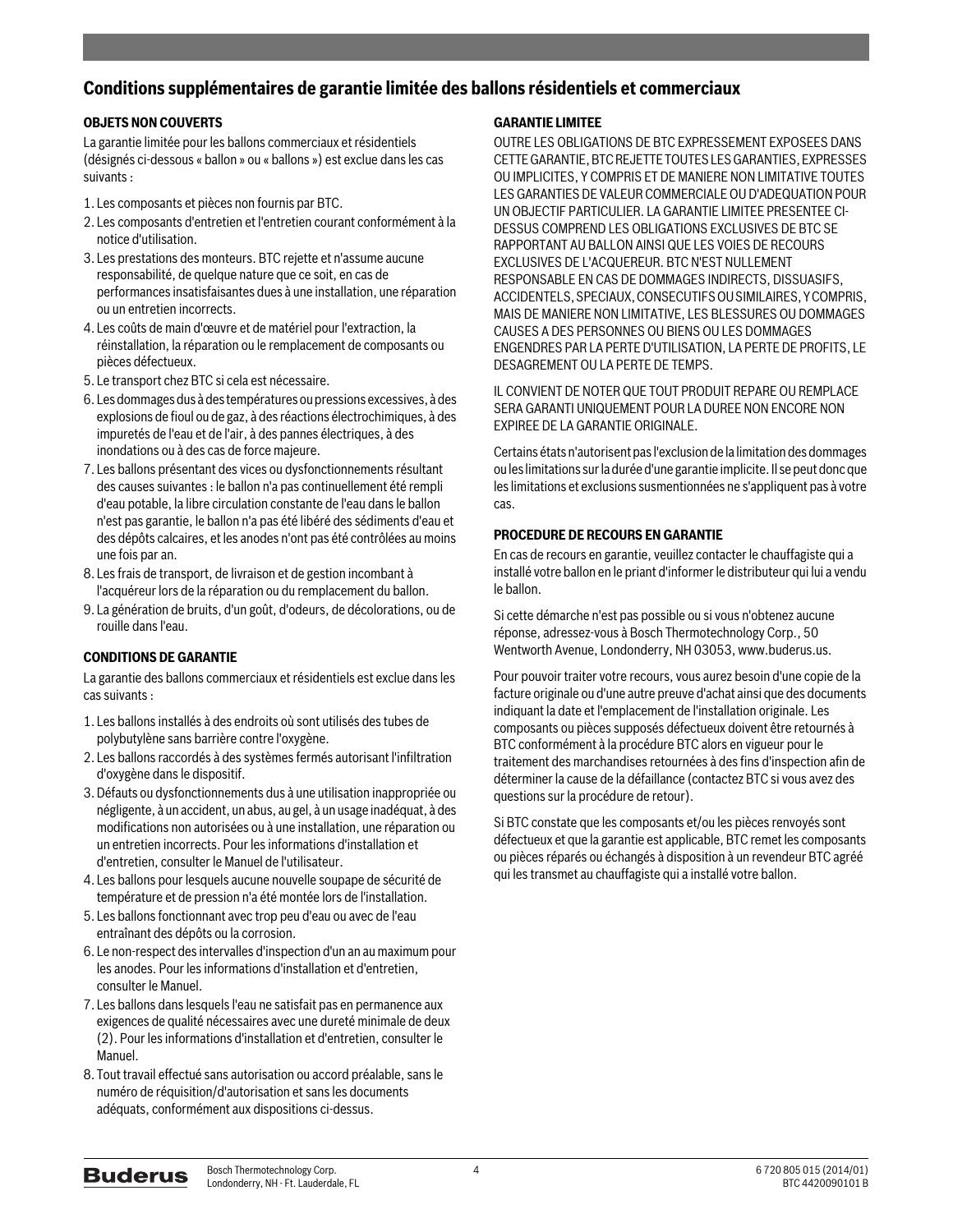## Conditions supplémentaires de garantie limitée des ballons résidentiels et commerciaux

**OBJETS NON COUVERTS**

La garantie limitée pour les ballons commerciaux et résidentiels (désignés ci-dessous « ballon » ou « ballons ») est exclue dans les cas suivants :

1. Les composants et pièces non fournis par BTC.
2. Les composants d'entretien et l'entretien courant conformément à la notice d'utilisation.
3. Les prestations des monteurs. BTC rejette et n'assume aucune responsabilité, de quelque nature que ce soit, en cas de performances insatisfaisantes dues à une installation, une réparation ou un entretien incorrects.
4. Les coûts de main d'œuvre et de matériel pour l'extraction, la réinstallation, la réparation ou le remplacement de composants ou pièces défectueux.
5. Le transport chez BTC si cela est nécessaire.
6. Les dommages dus à des températures ou pressions excessives, à des explosions de fioul ou de gaz, à des réactions électrochimiques, à des impuretés de l'eau et de l'air, à des pannes électriques, à des inondations ou à des cas de force majeure.
7. Les ballons présentant des vices ou dysfonctionnements résultant des causes suivantes : le ballon n'a pas continuellement été rempli d'eau potable, la libre circulation constante de l'eau dans le ballon n'est pas garantie, le ballon n'a pas été libéré des sédiments d'eau et des dépôts calcaires, et les anodes n'ont pas été contrôlées au moins une fois par an.
8. Les frais de transport, de livraison et de gestion incombant à l'acquéreur lors de la réparation ou du remplacement du ballon.
9. La génération de bruits, d'un goût, d'odeurs, de décolorations, ou de rouille dans l'eau.

**CONDITIONS DE GARANTIE**

La garantie des ballons commerciaux et résidentiels est exclue dans les cas suivants :

1. Les ballons installés à des endroits où sont utilisés des tubes de polybutylène sans barrière contre l'oxygène.
2. Les ballons raccordés à des systèmes fermés autorisant l'infiltration d'oxygène dans le dispositif.
3. Défauts ou dysfonctionnements dus à une utilisation inappropriée ou négligente, à un accident, un abus, au gel, à un usage inadéquat, à des modifications non autorisées ou à une installation, une réparation ou un entretien incorrects. Pour les informations d'installation et d'entretien, consulter le Manuel de l'utilisateur.
4. Les ballons pour lesquels aucune nouvelle soupape de sécurité de température et de pression n'a été montée lors de l'installation.
5. Les ballons fonctionnant avec trop peu d'eau ou avec de l'eau entraînant des dépôts ou la corrosion.
6. Le non-respect des intervalles d'inspection d'un an au maximum pour les anodes. Pour les informations d'installation et d'entretien, consulter le Manuel.
7. Les ballons dans lesquels l'eau ne satisfait pas en permanence aux exigences de qualité nécessaires avec une dureté minimale de deux (2). Pour les informations d'installation et d'entretien, consulter le Manuel.
8. Tout travail effectué sans autorisation ou accord préalable, sans le numéro de réquisition/d'autorisation et sans les documents adéquats, conformément aux dispositions ci-dessus.

**GARANTIE LIMITEE**

OUTRE LES OBLIGATIONS DE BTC EXPRESSEMENT EXPOSEES DANS CETTE GARANTIE, BTC REJETTE TOUTES LES GARANTIES, EXPRESSES OU IMPLICITES, Y COMPRIS ET DE MANIERE NON LIMITATIVE TOUTES LES GARANTIES DE VALEUR COMMERCIALE OU D'ADEQUATION POUR UN OBJECTIF PARTICULIER. LA GARANTIE LIMITEE PRESENTEE CI-DESSUS COMPREND LES OBLIGATIONS EXCLUSIVES DE BTC SE RAPPORTANT AU BALLON AINSI QUE LES VOIES DE RECOURS EXCLUSIVES DE L'ACQUEREUR. BTC N'EST NULLEMENT RESPONSABLE EN CAS DE DOMMAGES INDIRECTS, DISSUASIFS, ACCIDENTELS, SPECIAUX, CONSECUTIFS OU SIMILAIRES, Y COMPRIS, MAIS DE MANIERE NON LIMITATIVE, LES BLESSURES OU DOMMAGES CAUSES A DES PERSONNES OU BIENS OU LES DOMMAGES ENGENDRES PAR LA PERTE D'UTILISATION, LA PERTE DE PROFITS, LE DESAGREMENT OU LA PERTE DE TEMPS.

IL CONVIENT DE NOTER QUE TOUT PRODUIT REPARE OU REMPLACE SERA GARANTI UNIQUEMENT POUR LA DUREE NON ENCORE NON EXPIREE DE LA GARANTIE ORIGINALE.

Certains états n'autorisent pas l'exclusion de la limitation des dommages ou les limitations sur la durée d'une garantie implicite. Il se peut donc que les limitations et exclusions susmentionnées ne s'appliquent pas à votre cas.

**PROCEDURE DE RECOURS EN GARANTIE**

En cas de recours en garantie, veuillez contacter le chauffagiste qui a installé votre ballon en le priant d'informer le distributeur qui lui a vendu le ballon.

Si cette démarche n'est pas possible ou si vous n'obtenez aucune réponse, adressez-vous à Bosch Thermotechnology Corp., 50 Wentworth Avenue, Londonderry, NH 03053, www.buderus.us.

Pour pouvoir traiter votre recours, vous aurez besoin d'une copie de la facture originale ou d'une autre preuve d'achat ainsi que des documents indiquant la date et l'emplacement de l'installation originale. Les composants ou pièces supposés défectueux doivent être retournés à BTC conformément à la procédure BTC alors en vigueur pour le traitement des marchandises retournées à des fins d'inspection afin de déterminer la cause de la défaillance (contactez BTC si vous avez des questions sur la procédure de retour).

Si BTC constate que les composants et/ou les pièces renvoyés sont défectueux et que la garantie est applicable, BTC remet les composants ou pièces réparés ou échangés à disposition à un revendeur BTC agréé qui les transmet au chauffagiste qui a installé votre ballon.